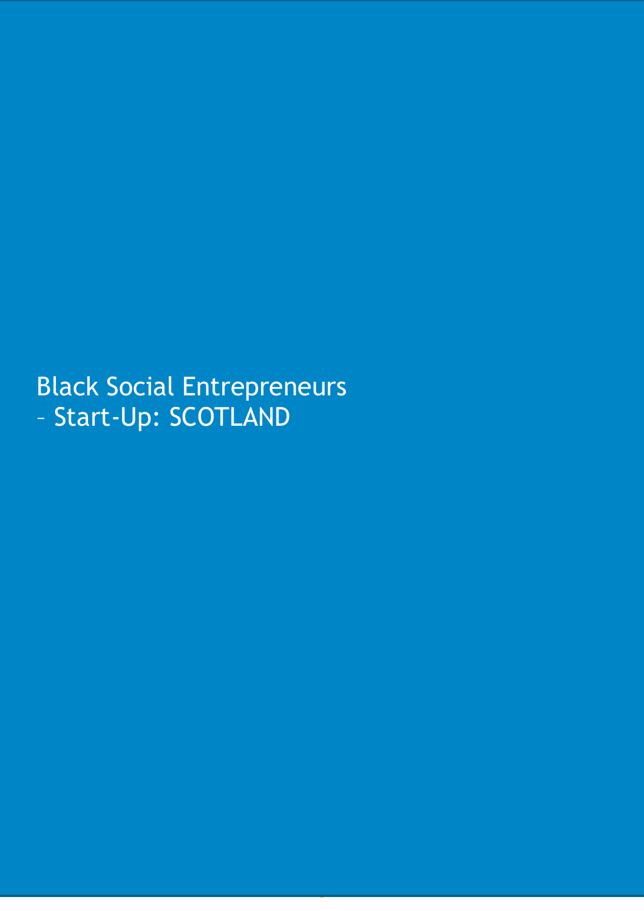# Black Social Entrepreneurs – Start-Up: SCOTLAND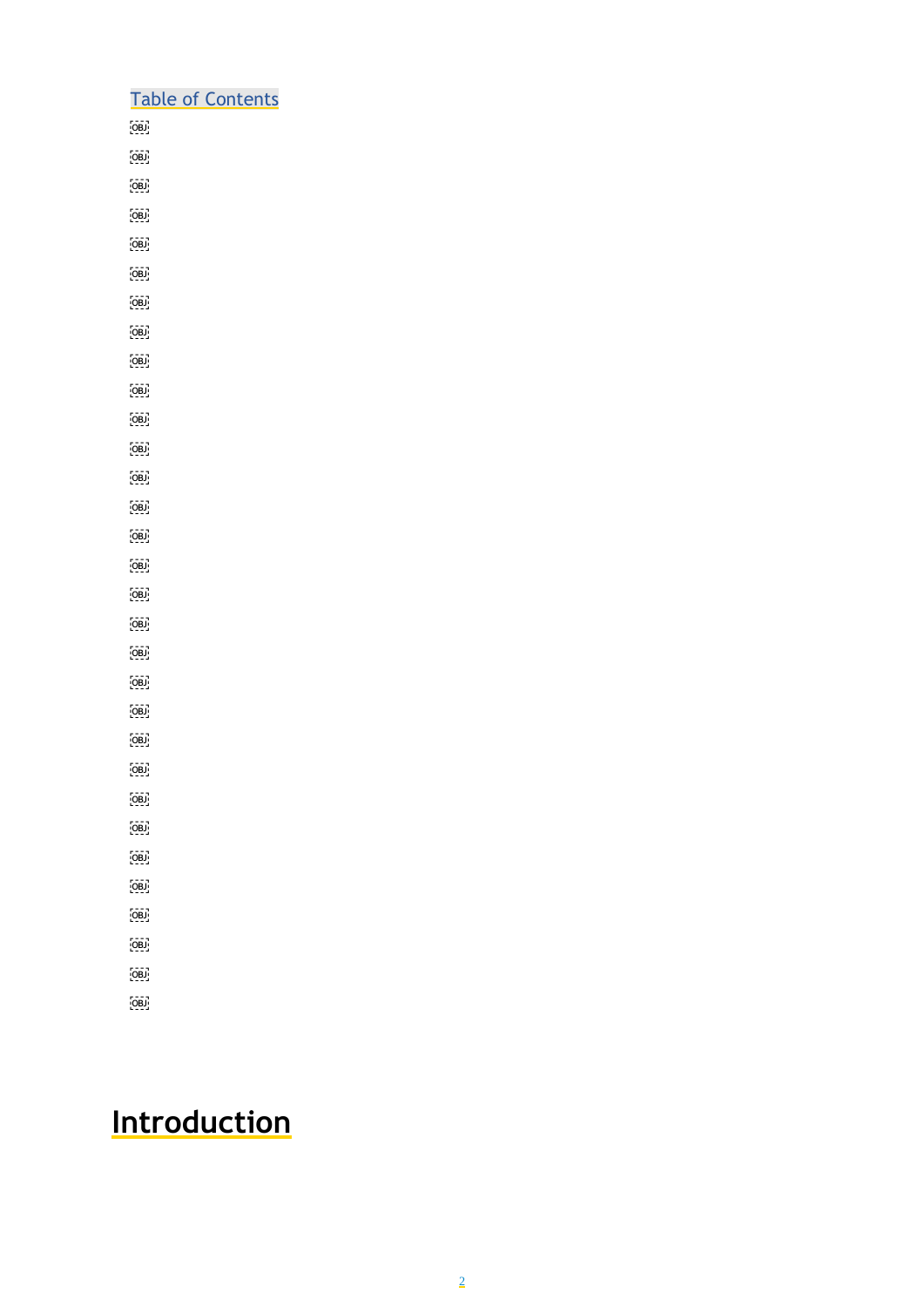Table of Contents

# Introduction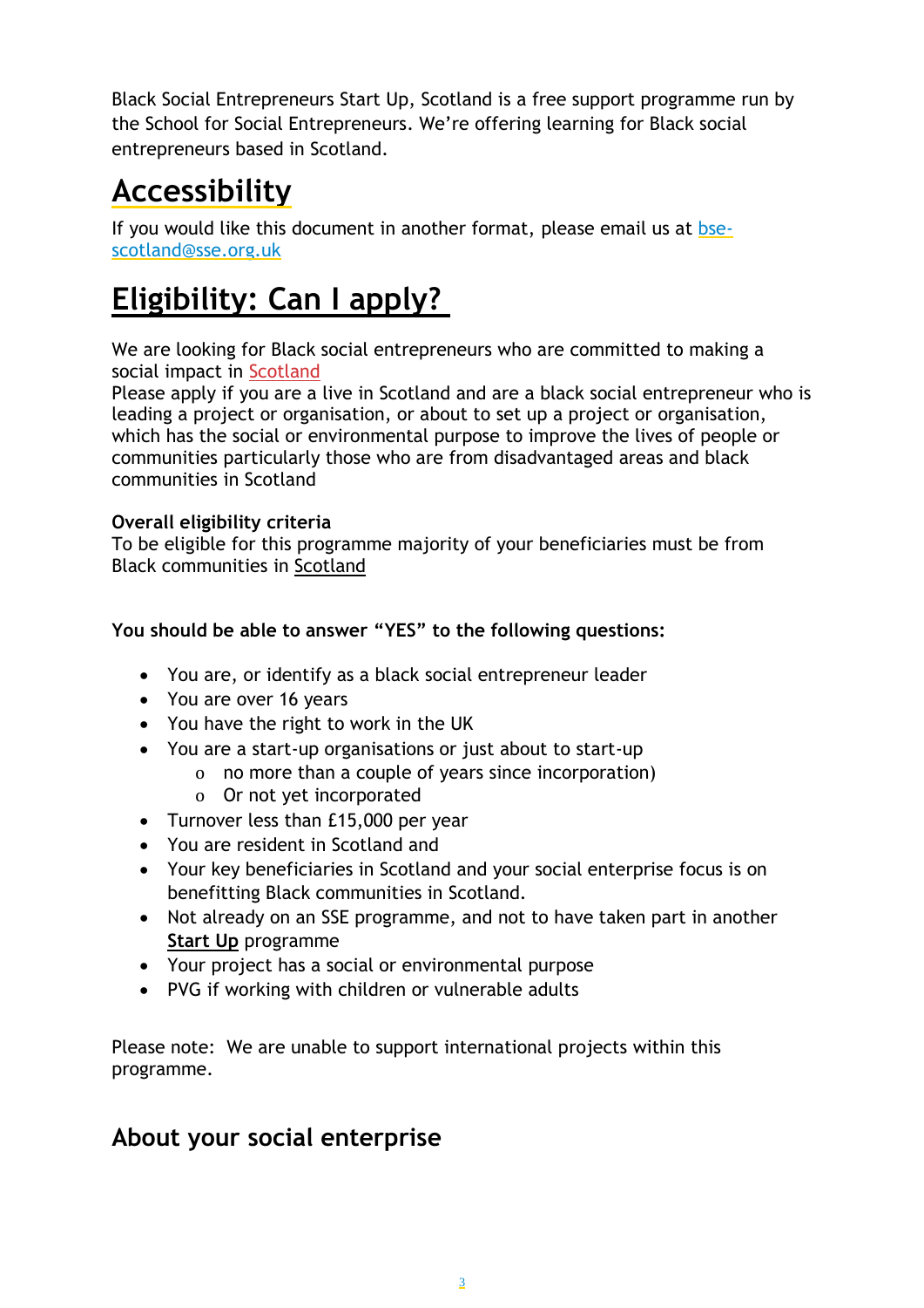Black Social Entrepreneurs Start Up, Scotland is a free support programme run by the School for Social Entrepreneurs. We're offering learning for Black social entrepreneurs based in Scotland.

# Accessibility

If you would like this document in another format, please email us at bse-scotland@sse.org.uk

# Eligibility: Can I apply?

We are looking for Black social entrepreneurs who are committed to making a social impact in Scotland
Please apply if you are a live in Scotland and are a black social entrepreneur who is leading a project or organisation, or about to set up a project or organisation, which has the social or environmental purpose to improve the lives of people or communities particularly those who are from disadvantaged areas and black communities in Scotland

**Overall eligibility criteria**
To be eligible for this programme majority of your beneficiaries must be from Black communities in Scotland

**You should be able to answer "YES" to the following questions:**

- You are, or identify as a black social entrepreneur leader
- You are over 16 years
- You have the right to work in the UK
- You are a start-up organisations or just about to start-up
  - no more than a couple of years since incorporation)
  - Or not yet incorporated
- Turnover less than £15,000 per year
- You are resident in Scotland and
- Your key beneficiaries in Scotland and your social enterprise focus is on benefitting Black communities in Scotland.
- Not already on an SSE programme, and not to have taken part in another **Start Up** programme
- Your project has a social or environmental purpose
- PVG if working with children or vulnerable adults

Please note: We are unable to support international projects within this programme.

## About your social enterprise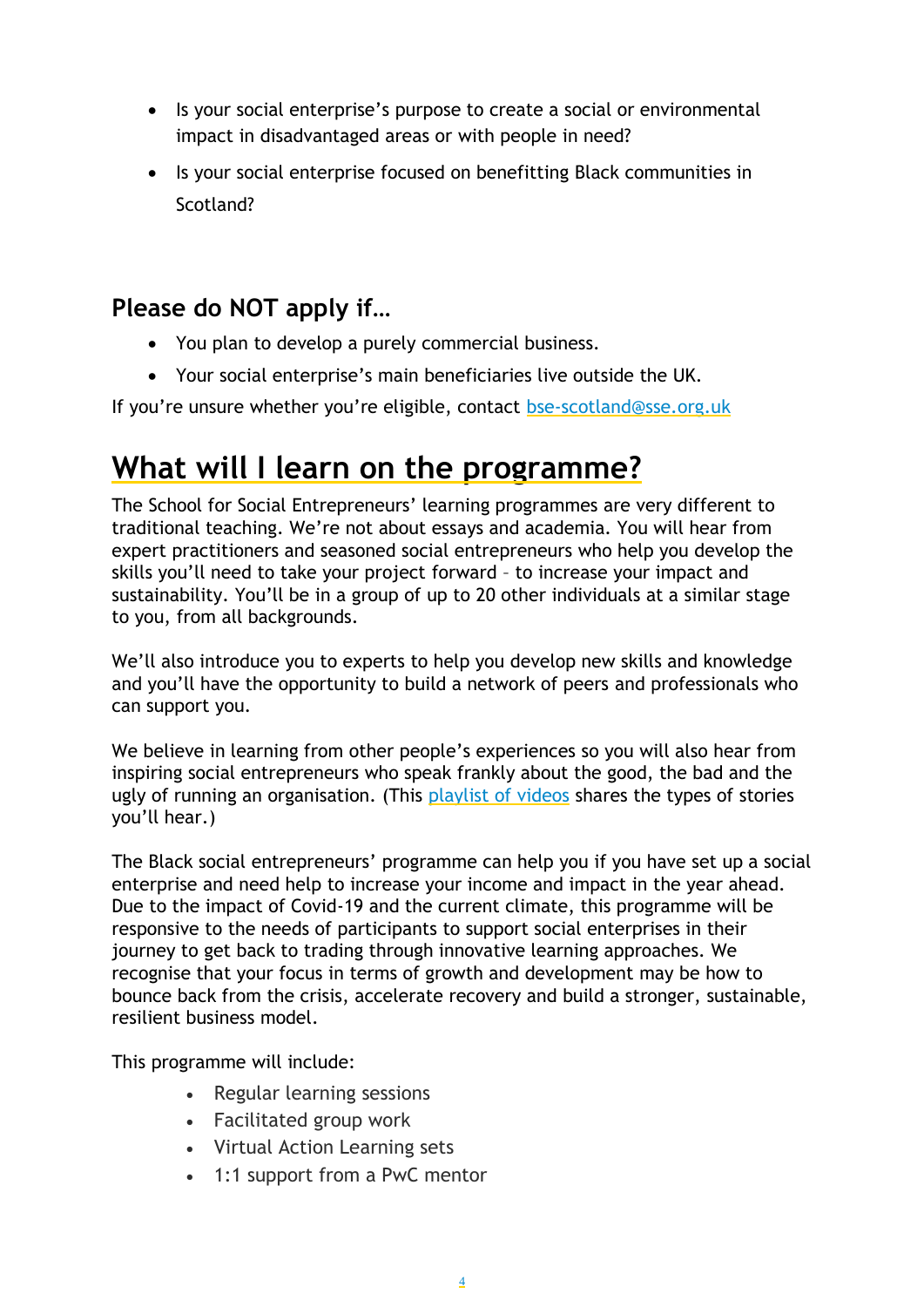- Is your social enterprise's purpose to create a social or environmental impact in disadvantaged areas or with people in need?
- Is your social enterprise focused on benefitting Black communities in Scotland?

### Please do NOT apply if…

- You plan to develop a purely commercial business.
- Your social enterprise's main beneficiaries live outside the UK.

If you're unsure whether you're eligible, contact bse-scotland@sse.org.uk

## What will I learn on the programme?

The School for Social Entrepreneurs' learning programmes are very different to traditional teaching. We're not about essays and academia. You will hear from expert practitioners and seasoned social entrepreneurs who help you develop the skills you'll need to take your project forward – to increase your impact and sustainability. You'll be in a group of up to 20 other individuals at a similar stage to you, from all backgrounds.

We'll also introduce you to experts to help you develop new skills and knowledge and you'll have the opportunity to build a network of peers and professionals who can support you.

We believe in learning from other people's experiences so you will also hear from inspiring social entrepreneurs who speak frankly about the good, the bad and the ugly of running an organisation. (This playlist of videos shares the types of stories you'll hear.)

The Black social entrepreneurs' programme can help you if you have set up a social enterprise and need help to increase your income and impact in the year ahead. Due to the impact of Covid-19 and the current climate, this programme will be responsive to the needs of participants to support social enterprises in their journey to get back to trading through innovative learning approaches. We recognise that your focus in terms of growth and development may be how to bounce back from the crisis, accelerate recovery and build a stronger, sustainable, resilient business model.

This programme will include:

- Regular learning sessions
- Facilitated group work
- Virtual Action Learning sets
- 1:1 support from a PwC mentor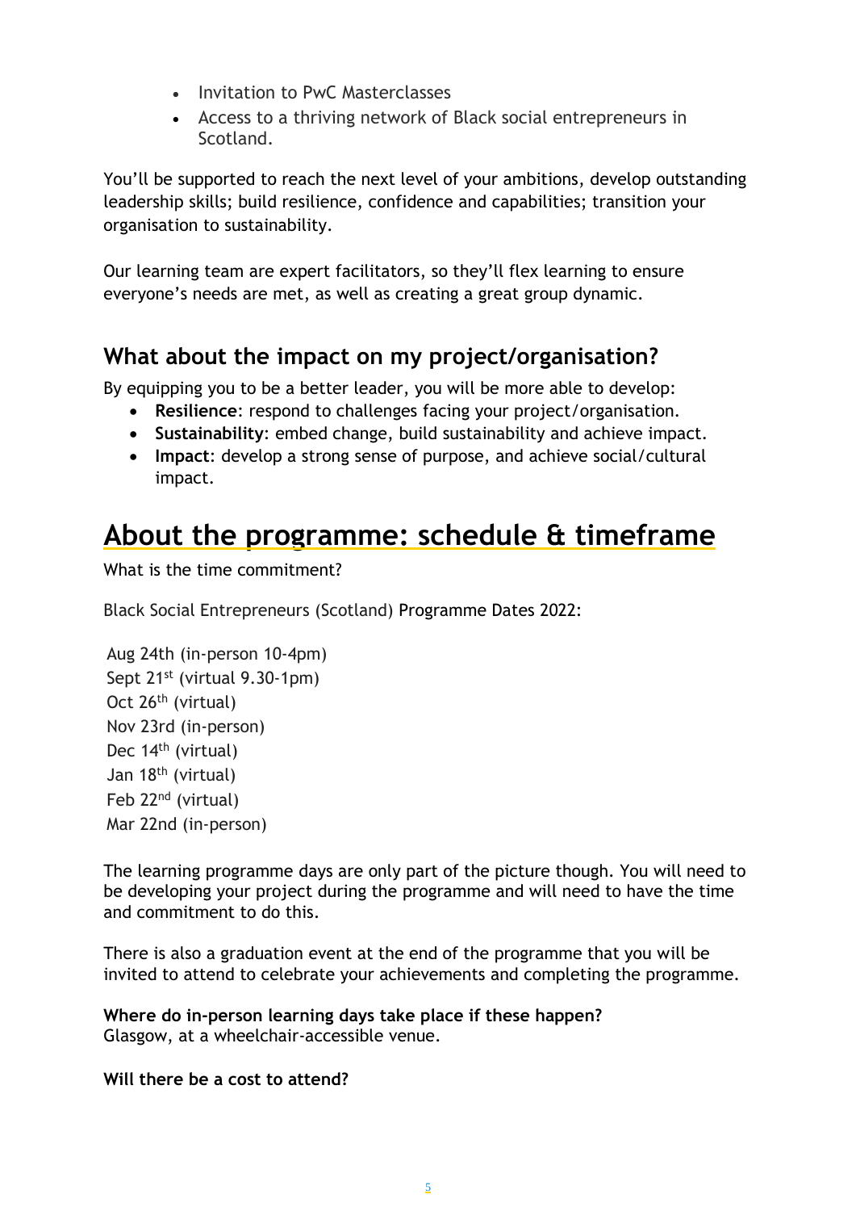- Invitation to PwC Masterclasses
- Access to a thriving network of Black social entrepreneurs in Scotland.

You'll be supported to reach the next level of your ambitions, develop outstanding leadership skills; build resilience, confidence and capabilities; transition your organisation to sustainability.

Our learning team are expert facilitators, so they'll flex learning to ensure everyone's needs are met, as well as creating a great group dynamic.

## What about the impact on my project/organisation?

By equipping you to be a better leader, you will be more able to develop:

- **Resilience**: respond to challenges facing your project/organisation.
- **Sustainability**: embed change, build sustainability and achieve impact.
- **Impact**: develop a strong sense of purpose, and achieve social/cultural impact.

# About the programme: schedule & timeframe

What is the time commitment?

Black Social Entrepreneurs (Scotland) Programme Dates 2022:

Aug 24th (in-person 10-4pm)
Sept 21st (virtual 9.30-1pm)
Oct 26th (virtual)
Nov 23rd (in-person)
Dec 14th (virtual)
Jan 18th (virtual)
Feb 22nd (virtual)
Mar 22nd (in-person)

The learning programme days are only part of the picture though. You will need to be developing your project during the programme and will need to have the time and commitment to do this.

There is also a graduation event at the end of the programme that you will be invited to attend to celebrate your achievements and completing the programme.

**Where do in-person learning days take place if these happen?**
Glasgow, at a wheelchair-accessible venue.

**Will there be a cost to attend?**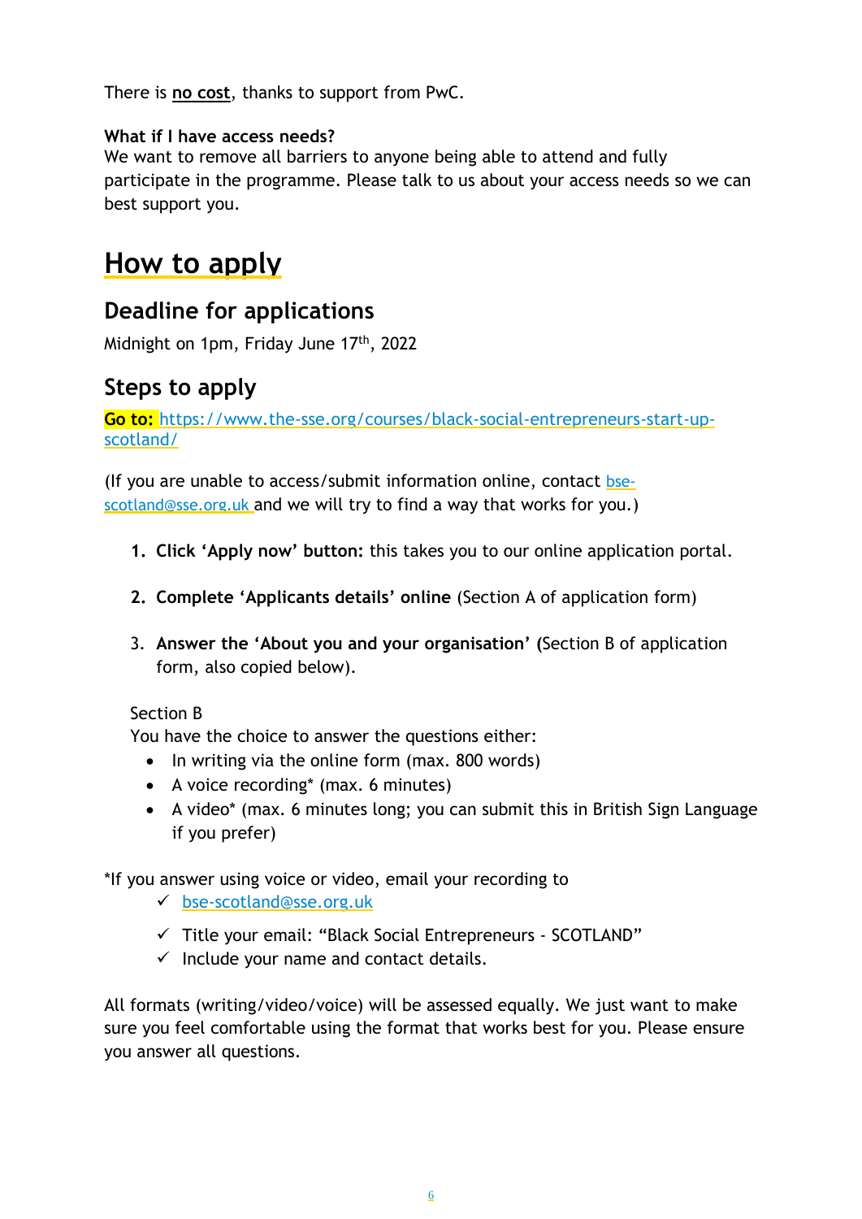There is **no cost**, thanks to support from PwC.

**What if I have access needs?**
We want to remove all barriers to anyone being able to attend and fully participate in the programme. Please talk to us about your access needs so we can best support you.

# How to apply

## Deadline for applications

Midnight on 1pm, Friday June 17th, 2022

## Steps to apply

**Go to:** https://www.the-sse.org/courses/black-social-entrepreneurs-start-up-scotland/

(If you are unable to access/submit information online, contact bse-scotland@sse.org.uk and we will try to find a way that works for you.)

1. **Click 'Apply now' button:** this takes you to our online application portal.
2. **Complete 'Applicants details' online** (Section A of application form)
3. **Answer the 'About you and your organisation' (**Section B of application form, also copied below).

Section B
You have the choice to answer the questions either:

- In writing via the online form (max. 800 words)
- A voice recording* (max. 6 minutes)
- A video* (max. 6 minutes long; you can submit this in British Sign Language if you prefer)

*If you answer using voice or video, email your recording to

- ✓ bse-scotland@sse.org.uk
- ✓ Title your email: "Black Social Entrepreneurs - SCOTLAND"
- ✓ Include your name and contact details.

All formats (writing/video/voice) will be assessed equally. We just want to make sure you feel comfortable using the format that works best for you. Please ensure you answer all questions.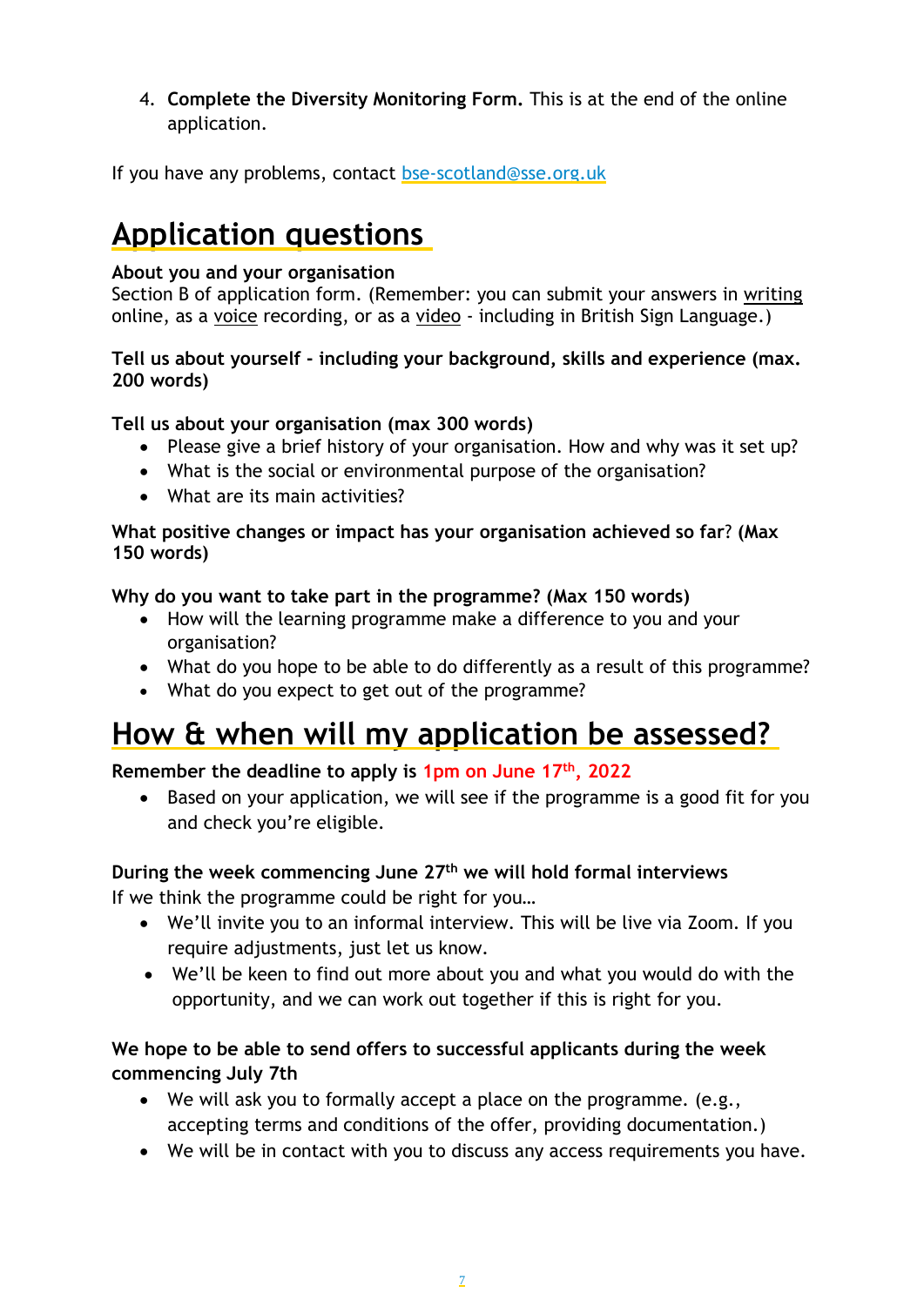4. **Complete the Diversity Monitoring Form.** This is at the end of the online application.

If you have any problems, contact [bse-scotland@sse.org.uk](mailto:bse-scotland@sse.org.uk)

## Application questions

**About you and your organisation**
Section B of application form. (Remember: you can submit your answers in writing online, as a voice recording, or as a video - including in British Sign Language.)

**Tell us about yourself - including your background, skills and experience (max. 200 words)**

**Tell us about your organisation (max 300 words)**

- Please give a brief history of your organisation. How and why was it set up?
- What is the social or environmental purpose of the organisation?
- What are its main activities?

**What positive changes or impact has your organisation achieved so far? (Max 150 words)**

**Why do you want to take part in the programme? (Max 150 words)**

- How will the learning programme make a difference to you and your organisation?
- What do you hope to be able to do differently as a result of this programme?
- What do you expect to get out of the programme?

## How & when will my application be assessed?

**Remember the deadline to apply is 1pm on June 17th, 2022**

- Based on your application, we will see if the programme is a good fit for you and check you're eligible.

**During the week commencing June 27th we will hold formal interviews**
If we think the programme could be right for you…

- We'll invite you to an informal interview. This will be live via Zoom. If you require adjustments, just let us know.
- We'll be keen to find out more about you and what you would do with the opportunity, and we can work out together if this is right for you.

**We hope to be able to send offers to successful applicants during the week commencing July 7th**

- We will ask you to formally accept a place on the programme. (e.g., accepting terms and conditions of the offer, providing documentation.)
- We will be in contact with you to discuss any access requirements you have.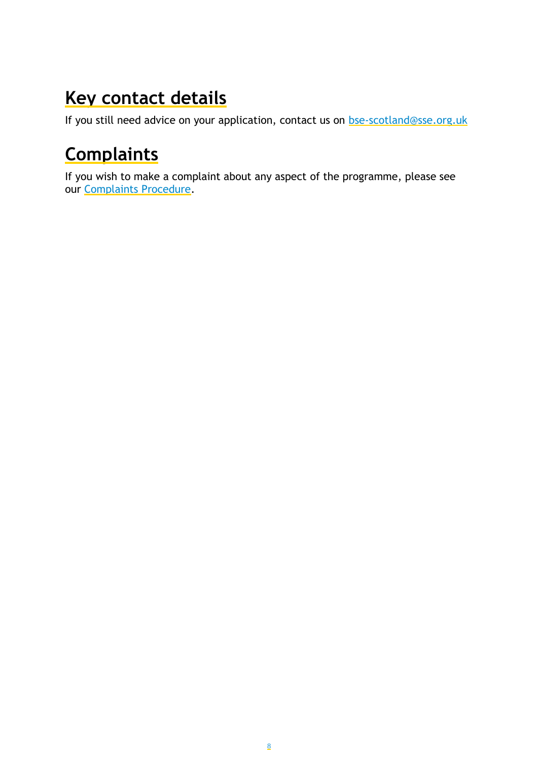## Key contact details

If you still need advice on your application, contact us on bse-scotland@sse.org.uk

## Complaints

If you wish to make a complaint about any aspect of the programme, please see our Complaints Procedure.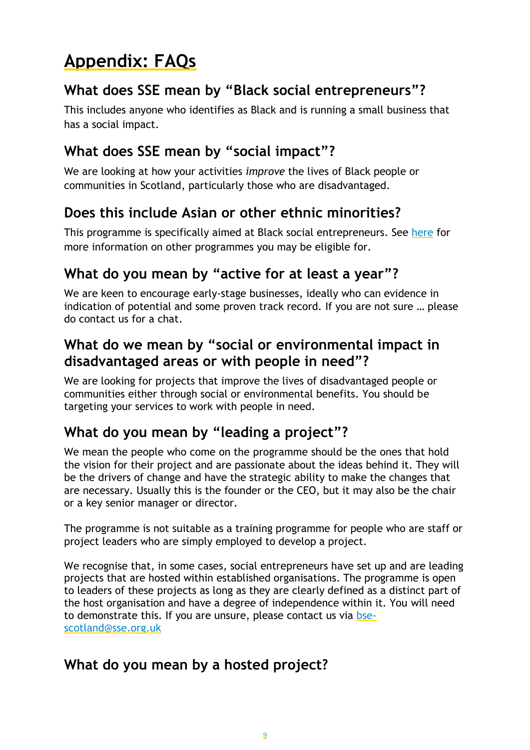# Appendix: FAQs

## What does SSE mean by "Black social entrepreneurs"?

This includes anyone who identifies as Black and is running a small business that has a social impact.

## What does SSE mean by "social impact"?

We are looking at how your activities *improve* the lives of Black people or communities in Scotland, particularly those who are disadvantaged.

## Does this include Asian or other ethnic minorities?

This programme is specifically aimed at Black social entrepreneurs. See [here] for more information on other programmes you may be eligible for.

## What do you mean by "active for at least a year"?

We are keen to encourage early-stage businesses, ideally who can evidence in indication of potential and some proven track record. If you are not sure … please do contact us for a chat.

## What do we mean by "social or environmental impact in disadvantaged areas or with people in need"?

We are looking for projects that improve the lives of disadvantaged people or communities either through social or environmental benefits. You should be targeting your services to work with people in need.

## What do you mean by "leading a project"?

We mean the people who come on the programme should be the ones that hold the vision for their project and are passionate about the ideas behind it. They will be the drivers of change and have the strategic ability to make the changes that are necessary. Usually this is the founder or the CEO, but it may also be the chair or a key senior manager or director.

The programme is not suitable as a training programme for people who are staff or project leaders who are simply employed to develop a project.

We recognise that, in some cases, social entrepreneurs have set up and are leading projects that are hosted within established organisations. The programme is open to leaders of these projects as long as they are clearly defined as a distinct part of the host organisation and have a degree of independence within it. You will need to demonstrate this. If you are unsure, please contact us via bse-scotland@sse.org.uk

## What do you mean by a hosted project?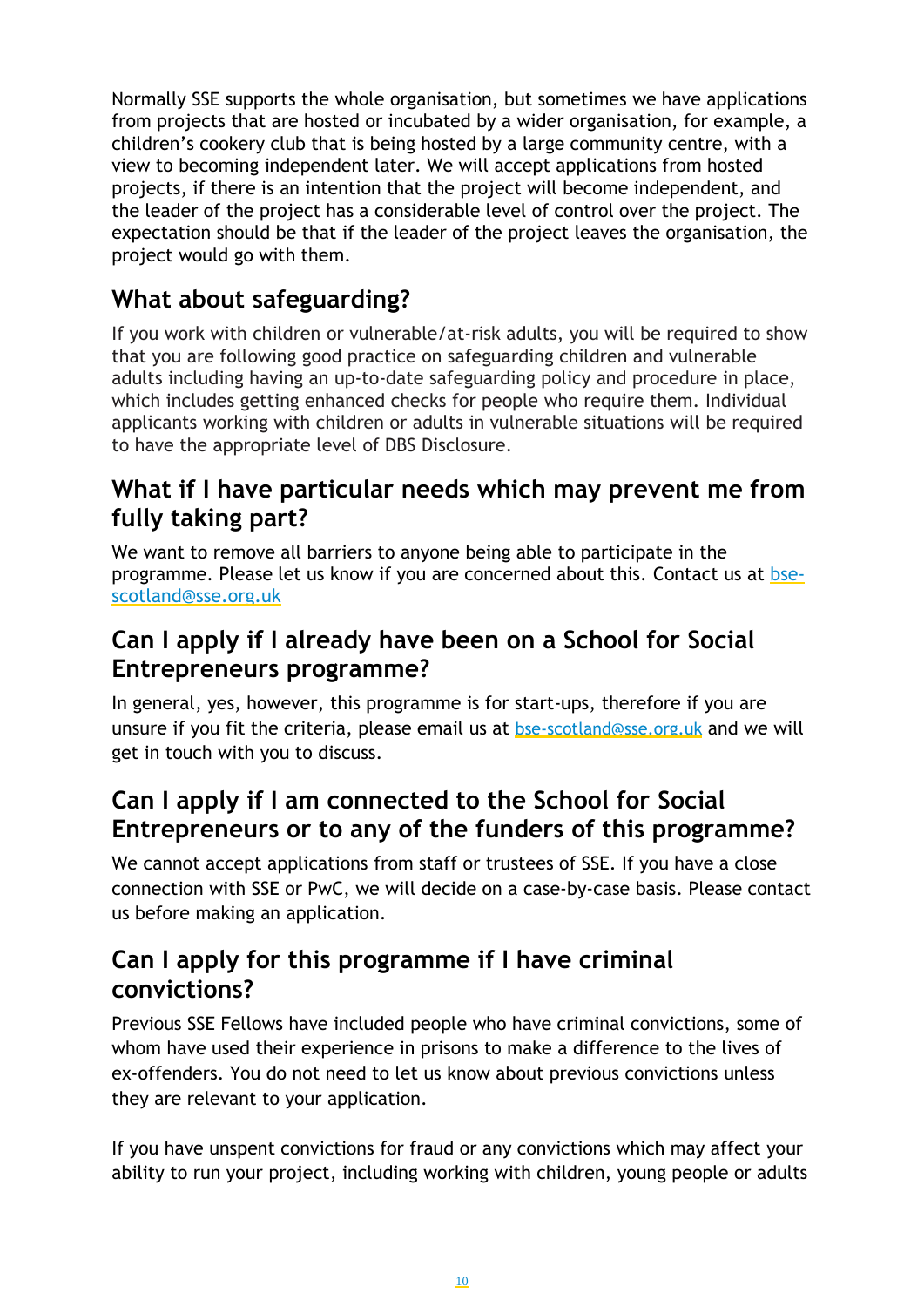Normally SSE supports the whole organisation, but sometimes we have applications from projects that are hosted or incubated by a wider organisation, for example, a children's cookery club that is being hosted by a large community centre, with a view to becoming independent later. We will accept applications from hosted projects, if there is an intention that the project will become independent, and the leader of the project has a considerable level of control over the project. The expectation should be that if the leader of the project leaves the organisation, the project would go with them.

## What about safeguarding?

If you work with children or vulnerable/at-risk adults, you will be required to show that you are following good practice on safeguarding children and vulnerable adults including having an up-to-date safeguarding policy and procedure in place, which includes getting enhanced checks for people who require them. Individual applicants working with children or adults in vulnerable situations will be required to have the appropriate level of DBS Disclosure.

## What if I have particular needs which may prevent me from fully taking part?

We want to remove all barriers to anyone being able to participate in the programme. Please let us know if you are concerned about this. Contact us at [bse-scotland@sse.org.uk](mailto:bse-scotland@sse.org.uk)

## Can I apply if I already have been on a School for Social Entrepreneurs programme?

In general, yes, however, this programme is for start-ups, therefore if you are unsure if you fit the criteria, please email us at [bse-scotland@sse.org.uk](mailto:bse-scotland@sse.org.uk) and we will get in touch with you to discuss.

## Can I apply if I am connected to the School for Social Entrepreneurs or to any of the funders of this programme?

We cannot accept applications from staff or trustees of SSE. If you have a close connection with SSE or PwC, we will decide on a case-by-case basis. Please contact us before making an application.

## Can I apply for this programme if I have criminal convictions?

Previous SSE Fellows have included people who have criminal convictions, some of whom have used their experience in prisons to make a difference to the lives of ex-offenders. You do not need to let us know about previous convictions unless they are relevant to your application.

If you have unspent convictions for fraud or any convictions which may affect your ability to run your project, including working with children, young people or adults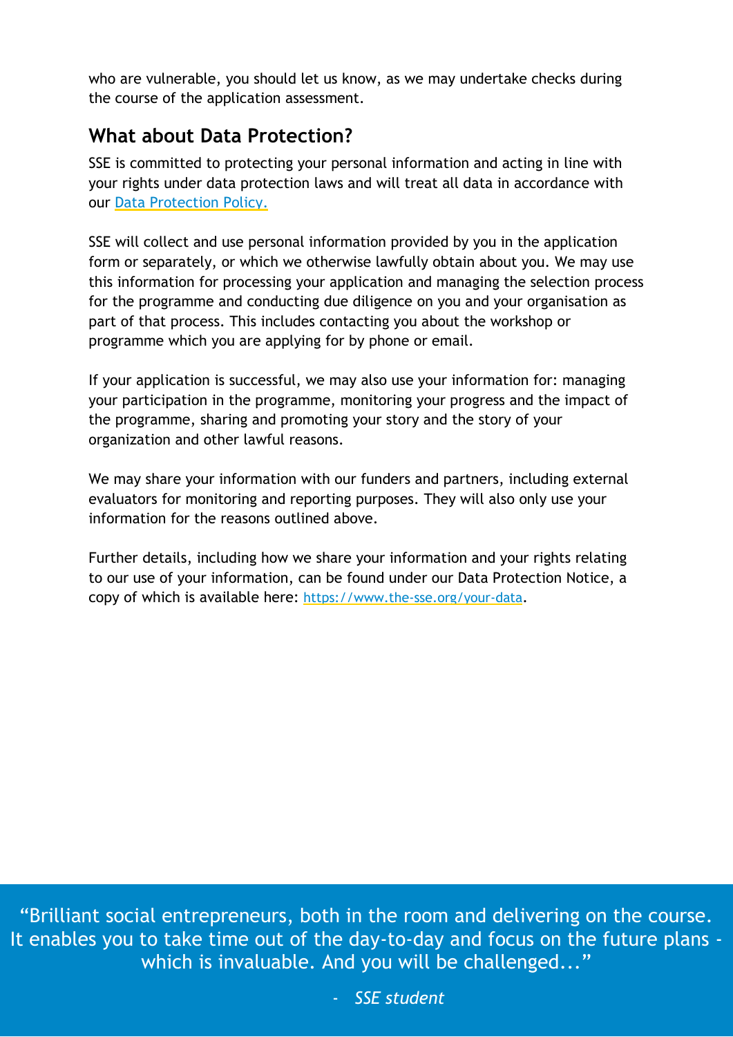who are vulnerable, you should let us know, as we may undertake checks during the course of the application assessment.

## What about Data Protection?

SSE is committed to protecting your personal information and acting in line with your rights under data protection laws and will treat all data in accordance with our [Data Protection Policy.]()

SSE will collect and use personal information provided by you in the application form or separately, or which we otherwise lawfully obtain about you. We may use this information for processing your application and managing the selection process for the programme and conducting due diligence on you and your organisation as part of that process. This includes contacting you about the workshop or programme which you are applying for by phone or email.

If your application is successful, we may also use your information for: managing your participation in the programme, monitoring your progress and the impact of the programme, sharing and promoting your story and the story of your organization and other lawful reasons.

We may share your information with our funders and partners, including external evaluators for monitoring and reporting purposes. They will also only use your information for the reasons outlined above.

Further details, including how we share your information and your rights relating to our use of your information, can be found under our Data Protection Notice, a copy of which is available here: https://www.the-sse.org/your-data.

"Brilliant social entrepreneurs, both in the room and delivering on the course. It enables you to take time out of the day-to-day and focus on the future plans - which is invaluable. And you will be challenged..."

- *SSE student*